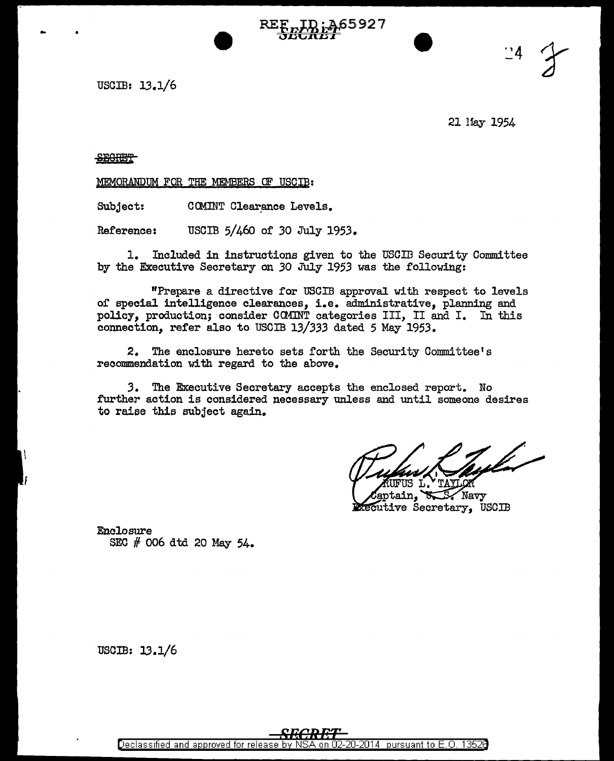REF ID:A65927

SECRET

USCIB: 13.1/6

21 May 1954

SECRET

MEMORANDUM FOR THE MEMBERS OF USCIB:

Subject: COMINT Clearance Levels.

Reference: USCIB 5/460 of 30 July 1953.

1. Included in instructions given to the USCIB Security Committee by the Executive Secretary on 30 July 1953 was the following:

"Prepare a directive for USCIB approval with respect to levels of special intelligence clearances, i.e. administrative, planning and policy, production; consider COMINT categories III, II and I. In this connection, refer also to USCIB 13/333 dated 5 May 1953.

2. The enclosure hereto sets forth the Security Committee's recommendation with regard to the above.

3. The Executive Secretary accepts the enclosed report. No further action is considered necessary unless and until someone desires to raise this subject again.

RUFUS L. TAYLOR
Captain, U. S. Navy
Executive Secretary, USCIB

Enclosure
SEC # 006 dtd 20 May 54.

USCIB: 13.1/6

SECRET

Declassified and approved for release by NSA on 02-20-2014 pursuant to E.O. 13526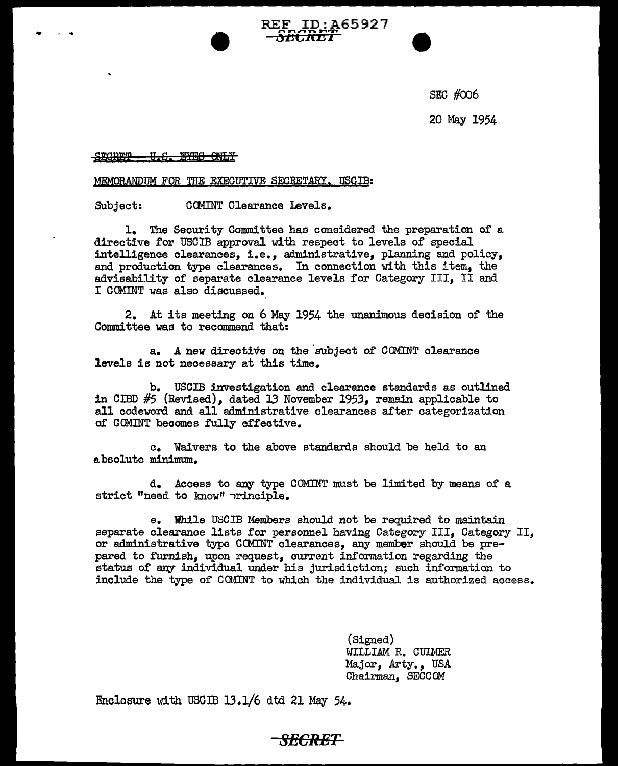REF ID:A65927

~~SECRET~~

SEC #006

20 May 1954

~~SECRET - U.S. EYES ONLY~~

MEMORANDUM FOR THE EXECUTIVE SECRETARY, USCIB:

Subject: COMINT Clearance Levels.

1. The Security Committee has considered the preparation of a directive for USCIB approval with respect to levels of special intelligence clearances, i.e., administrative, planning and policy, and production type clearances. In connection with this item, the advisability of separate clearance levels for Category III, II and I COMINT was also discussed.

2. At its meeting on 6 May 1954 the unanimous decision of the Committee was to recommend that:

a. A new directive on the subject of COMINT clearance levels is not necessary at this time.

b. USCIB investigation and clearance standards as outlined in CIBD #5 (Revised), dated 13 November 1953, remain applicable to all codeword and all administrative clearances after categorization of COMINT becomes fully effective.

c. Waivers to the above standards should be held to an absolute minimum.

d. Access to any type COMINT must be limited by means of a strict "need to know" principle.

e. While USCIB Members should not be required to maintain separate clearance lists for personnel having Category III, Category II, or administrative type COMINT clearances, any member should be prepared to furnish, upon request, current information regarding the status of any individual under his jurisdiction; such information to include the type of COMINT to which the individual is authorized access.

(Signed)
WILLIAM R. CULMER
Major, Arty., USA
Chairman, SECCOM

Enclosure with USCIB 13.1/6 dtd 21 May 54.

~~SECRET~~